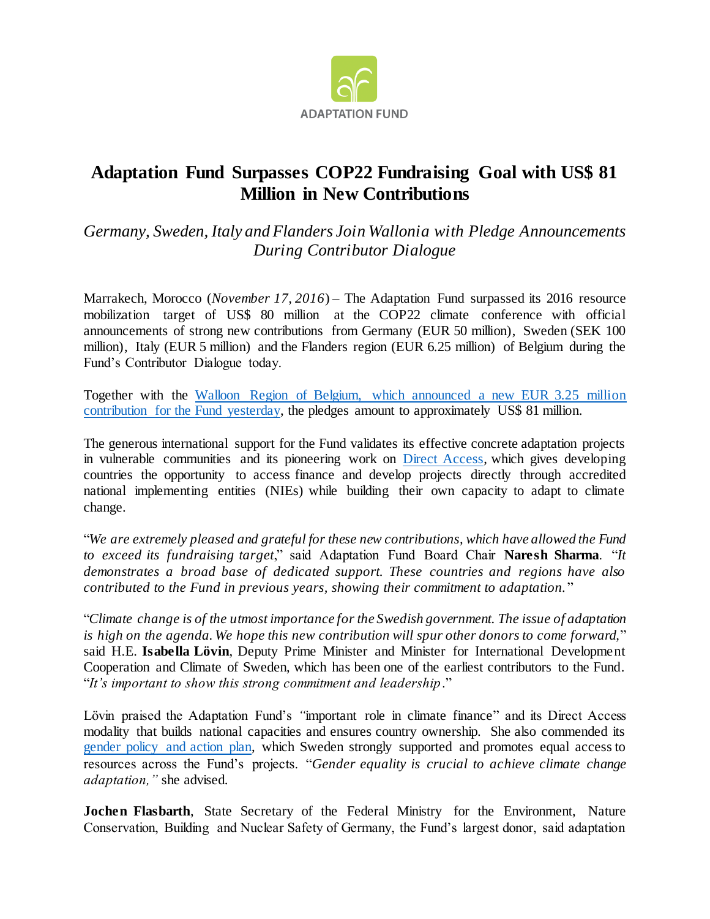ADAPTATION FUND

# Adaptation Fund Surpasses COP22 Fundraising Goal with US$ 81 Million in New Contributions

## *Germany, Sweden, Italy and Flanders Join Wallonia with Pledge Announcements During Contributor Dialogue*

Marrakech, Morocco (*November 17, 2016*) – The Adaptation Fund surpassed its 2016 resource mobilization target of US$ 80 million at the COP22 climate conference with official announcements of strong new contributions from Germany (EUR 50 million), Sweden (SEK 100 million), Italy (EUR 5 million) and the Flanders region (EUR 6.25 million) of Belgium during the Fund's Contributor Dialogue today.

Together with the Walloon Region of Belgium, which announced a new EUR 3.25 million contribution for the Fund yesterday, the pledges amount to approximately US$ 81 million.

The generous international support for the Fund validates its effective concrete adaptation projects in vulnerable communities and its pioneering work on Direct Access, which gives developing countries the opportunity to access finance and develop projects directly through accredited national implementing entities (NIEs) while building their own capacity to adapt to climate change.

"*We are extremely pleased and grateful for these new contributions, which have allowed the Fund to exceed its fundraising target*," said Adaptation Fund Board Chair **Naresh Sharma**. "*It demonstrates a broad base of dedicated support. These countries and regions have also contributed to the Fund in previous years, showing their commitment to adaptation.*"

"*Climate change is of the utmost importance for the Swedish government. The issue of adaptation is high on the agenda. We hope this new contribution will spur other donors to come forward,*" said H.E. **Isabella Lövin**, Deputy Prime Minister and Minister for International Development Cooperation and Climate of Sweden, which has been one of the earliest contributors to the Fund. "*It's important to show this strong commitment and leadership*."

Lövin praised the Adaptation Fund's "important role in climate finance" and its Direct Access modality that builds national capacities and ensures country ownership. She also commended its gender policy and action plan, which Sweden strongly supported and promotes equal access to resources across the Fund's projects. "*Gender equality is crucial to achieve climate change adaptation,*" she advised.

**Jochen Flasbarth**, State Secretary of the Federal Ministry for the Environment, Nature Conservation, Building and Nuclear Safety of Germany, the Fund's largest donor, said adaptation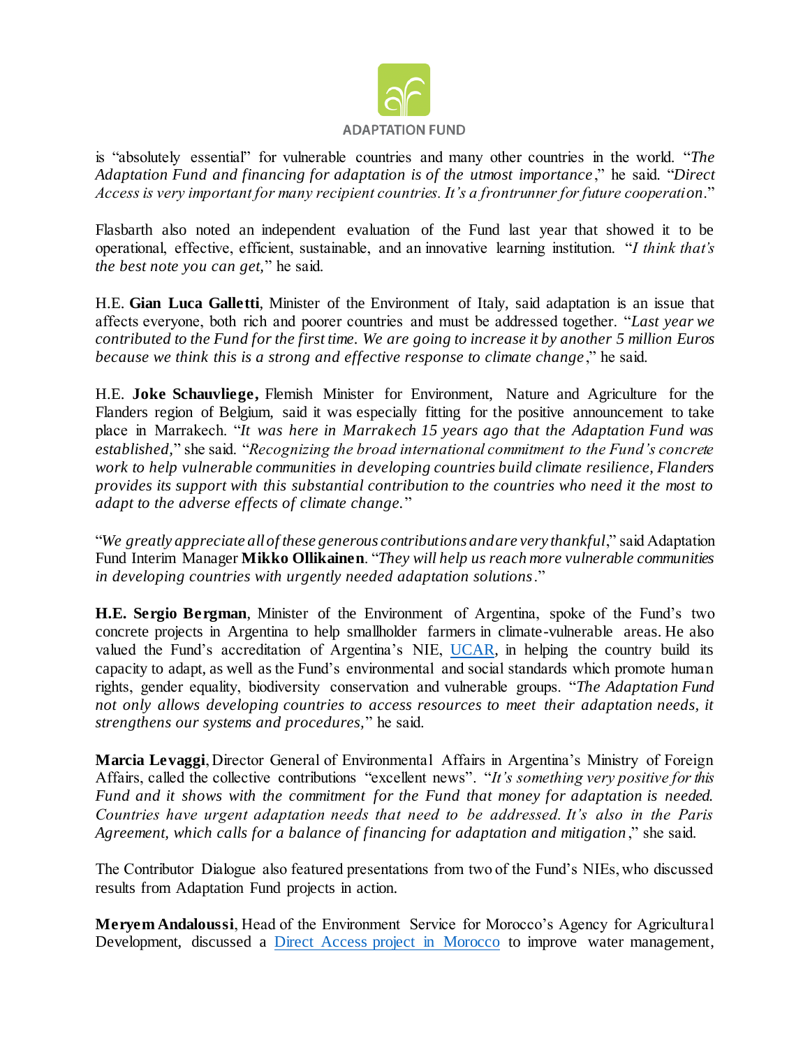is "absolutely essential" for vulnerable countries and many other countries in the world. "*The Adaptation Fund and financing for adaptation is of the utmost importance*," he said. "*Direct Access is very important for many recipient countries. It's a frontrunner for future cooperation*."

Flasbarth also noted an independent evaluation of the Fund last year that showed it to be operational, effective, efficient, sustainable, and an innovative learning institution. "*I think that's the best note you can get,*" he said.

H.E. **Gian Luca Galletti**, Minister of the Environment of Italy, said adaptation is an issue that affects everyone, both rich and poorer countries and must be addressed together. "*Last year we contributed to the Fund for the first time. We are going to increase it by another 5 million Euros because we think this is a strong and effective response to climate change*," he said.

H.E. **Joke Schauvliege,** Flemish Minister for Environment, Nature and Agriculture for the Flanders region of Belgium, said it was especially fitting for the positive announcement to take place in Marrakech. "*It was here in Marrakech 15 years ago that the Adaptation Fund was established,*" she said. "*Recognizing the broad international commitment to the Fund's concrete work to help vulnerable communities in developing countries build climate resilience, Flanders provides its support with this substantial contribution to the countries who need it the most to adapt to the adverse effects of climate change.*"

"*We greatly appreciate all of these generous contributions and are very thankful*," said Adaptation Fund Interim Manager **Mikko Ollikainen**. "*They will help us reach more vulnerable communities in developing countries with urgently needed adaptation solutions*."

**H.E. Sergio Bergman**, Minister of the Environment of Argentina, spoke of the Fund's two concrete projects in Argentina to help smallholder farmers in climate-vulnerable areas. He also valued the Fund's accreditation of Argentina's NIE, UCAR, in helping the country build its capacity to adapt, as well as the Fund's environmental and social standards which promote human rights, gender equality, biodiversity conservation and vulnerable groups. "*The Adaptation Fund not only allows developing countries to access resources to meet their adaptation needs, it strengthens our systems and procedures,*" he said.

**Marcia Levaggi**, Director General of Environmental Affairs in Argentina's Ministry of Foreign Affairs, called the collective contributions "excellent news". "*It's something very positive for this Fund and it shows with the commitment for the Fund that money for adaptation is needed. Countries have urgent adaptation needs that need to be addressed. It's also in the Paris Agreement, which calls for a balance of financing for adaptation and mitigation*," she said.

The Contributor Dialogue also featured presentations from two of the Fund's NIEs, who discussed results from Adaptation Fund projects in action.

**Meryem Andaloussi**, Head of the Environment Service for Morocco's Agency for Agricultural Development, discussed a Direct Access project in Morocco to improve water management,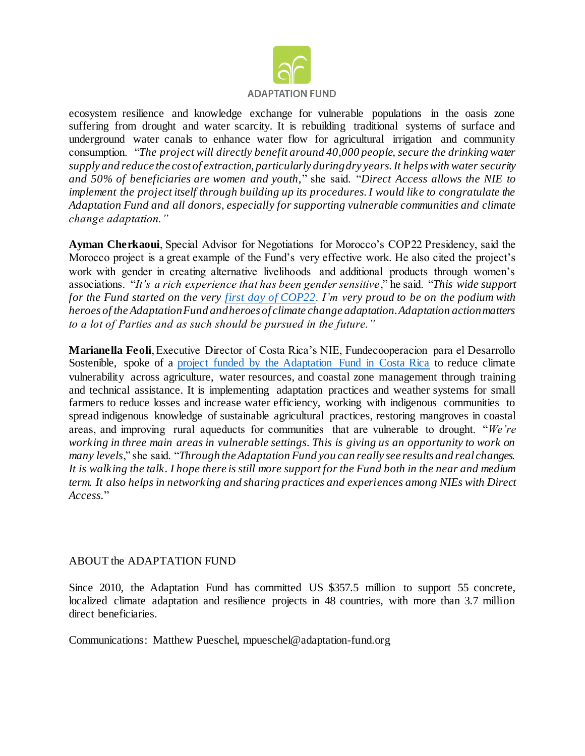ecosystem resilience and knowledge exchange for vulnerable populations in the oasis zone suffering from drought and water scarcity. It is rebuilding traditional systems of surface and underground water canals to enhance water flow for agricultural irrigation and community consumption. "*The project will directly benefit around 40,000 people, secure the drinking water supply and reduce the cost of extraction, particularly during dry years. It helps with water security and 50% of beneficiaries are women and youth,*" she said. "*Direct Access allows the NIE to implement the project itself through building up its procedures. I would like to congratulate the Adaptation Fund and all donors, especially for supporting vulnerable communities and climate change adaptation.*"

**Ayman Cherkaoui**, Special Advisor for Negotiations for Morocco's COP22 Presidency, said the Morocco project is a great example of the Fund's very effective work. He also cited the project's work with gender in creating alternative livelihoods and additional products through women's associations. "*It's a rich experience that has been gender sensitive*," he said. "*This wide support for the Fund started on the very [first day of COP22](). I'm very proud to be on the podium with heroes of the Adaptation Fund and heroes of climate change adaptation. Adaptation action matters to a lot of Parties and as such should be pursued in the future.*"

**Marianella Feoli**, Executive Director of Costa Rica's NIE, Fundecooperacion para el Desarrollo Sostenible, spoke of a [project funded by the Adaptation Fund in Costa Rica]() to reduce climate vulnerability across agriculture, water resources, and coastal zone management through training and technical assistance. It is implementing adaptation practices and weather systems for small farmers to reduce losses and increase water efficiency, working with indigenous communities to spread indigenous knowledge of sustainable agricultural practices, restoring mangroves in coastal areas, and improving rural aqueducts for communities that are vulnerable to drought. "*We're working in three main areas in vulnerable settings. This is giving us an opportunity to work on many levels*," she said. "*Through the Adaptation Fund you can really see results and real changes. It is walking the talk. I hope there is still more support for the Fund both in the near and medium term. It also helps in networking and sharing practices and experiences among NIEs with Direct Access.*"

ABOUT the ADAPTATION FUND

Since 2010, the Adaptation Fund has committed US $357.5 million to support 55 concrete, localized climate adaptation and resilience projects in 48 countries, with more than 3.7 million direct beneficiaries.

Communications: Matthew Pueschel, mpueschel@adaptation-fund.org